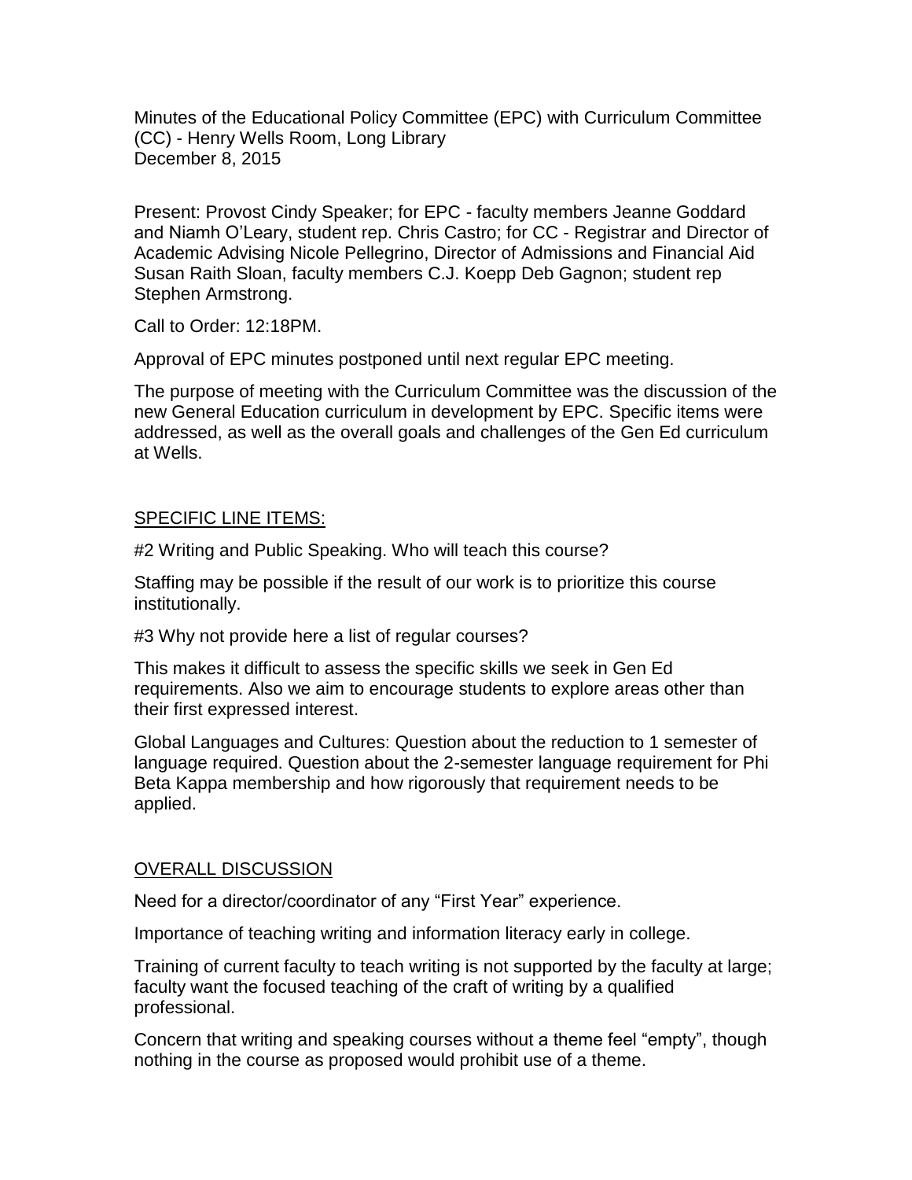Minutes of the Educational Policy Committee (EPC) with Curriculum Committee (CC) - Henry Wells Room, Long Library
December 8, 2015

Present: Provost Cindy Speaker; for EPC - faculty members Jeanne Goddard and Niamh O'Leary, student rep. Chris Castro; for CC - Registrar and Director of Academic Advising Nicole Pellegrino, Director of Admissions and Financial Aid Susan Raith Sloan, faculty members C.J. Koepp Deb Gagnon; student rep Stephen Armstrong.

Call to Order: 12:18PM.

Approval of EPC minutes postponed until next regular EPC meeting.

The purpose of meeting with the Curriculum Committee was the discussion of the new General Education curriculum in development by EPC. Specific items were addressed, as well as the overall goals and challenges of the Gen Ed curriculum at Wells.

## SPECIFIC LINE ITEMS:

#2 Writing and Public Speaking. Who will teach this course?

Staffing may be possible if the result of our work is to prioritize this course institutionally.

#3 Why not provide here a list of regular courses?

This makes it difficult to assess the specific skills we seek in Gen Ed requirements. Also we aim to encourage students to explore areas other than their first expressed interest.

Global Languages and Cultures: Question about the reduction to 1 semester of language required. Question about the 2-semester language requirement for Phi Beta Kappa membership and how rigorously that requirement needs to be applied.

## OVERALL DISCUSSION

Need for a director/coordinator of any "First Year" experience.

Importance of teaching writing and information literacy early in college.

Training of current faculty to teach writing is not supported by the faculty at large; faculty want the focused teaching of the craft of writing by a qualified professional.

Concern that writing and speaking courses without a theme feel "empty", though nothing in the course as proposed would prohibit use of a theme.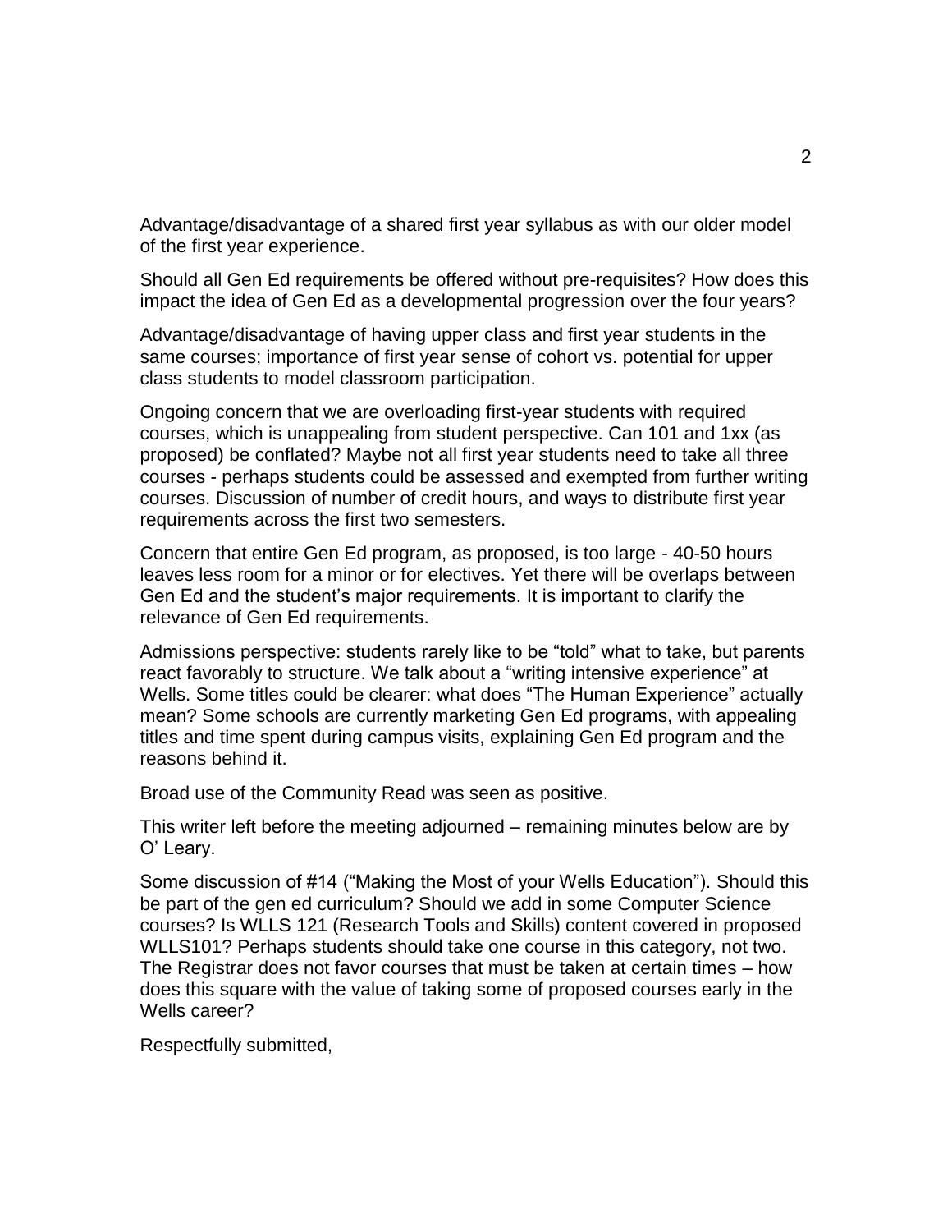Advantage/disadvantage of a shared first year syllabus as with our older model of the first year experience.

Should all Gen Ed requirements be offered without pre-requisites? How does this impact the idea of Gen Ed as a developmental progression over the four years?

Advantage/disadvantage of having upper class and first year students in the same courses; importance of first year sense of cohort vs. potential for upper class students to model classroom participation.

Ongoing concern that we are overloading first-year students with required courses, which is unappealing from student perspective. Can 101 and 1xx (as proposed) be conflated? Maybe not all first year students need to take all three courses - perhaps students could be assessed and exempted from further writing courses. Discussion of number of credit hours, and ways to distribute first year requirements across the first two semesters.

Concern that entire Gen Ed program, as proposed, is too large - 40-50 hours leaves less room for a minor or for electives. Yet there will be overlaps between Gen Ed and the student's major requirements. It is important to clarify the relevance of Gen Ed requirements.

Admissions perspective: students rarely like to be "told" what to take, but parents react favorably to structure. We talk about a "writing intensive experience" at Wells. Some titles could be clearer: what does "The Human Experience" actually mean? Some schools are currently marketing Gen Ed programs, with appealing titles and time spent during campus visits, explaining Gen Ed program and the reasons behind it.

Broad use of the Community Read was seen as positive.

This writer left before the meeting adjourned – remaining minutes below are by O' Leary.

Some discussion of #14 ("Making the Most of your Wells Education"). Should this be part of the gen ed curriculum? Should we add in some Computer Science courses? Is WLLS 121 (Research Tools and Skills) content covered in proposed WLLS101? Perhaps students should take one course in this category, not two. The Registrar does not favor courses that must be taken at certain times – how does this square with the value of taking some of proposed courses early in the Wells career?

Respectfully submitted,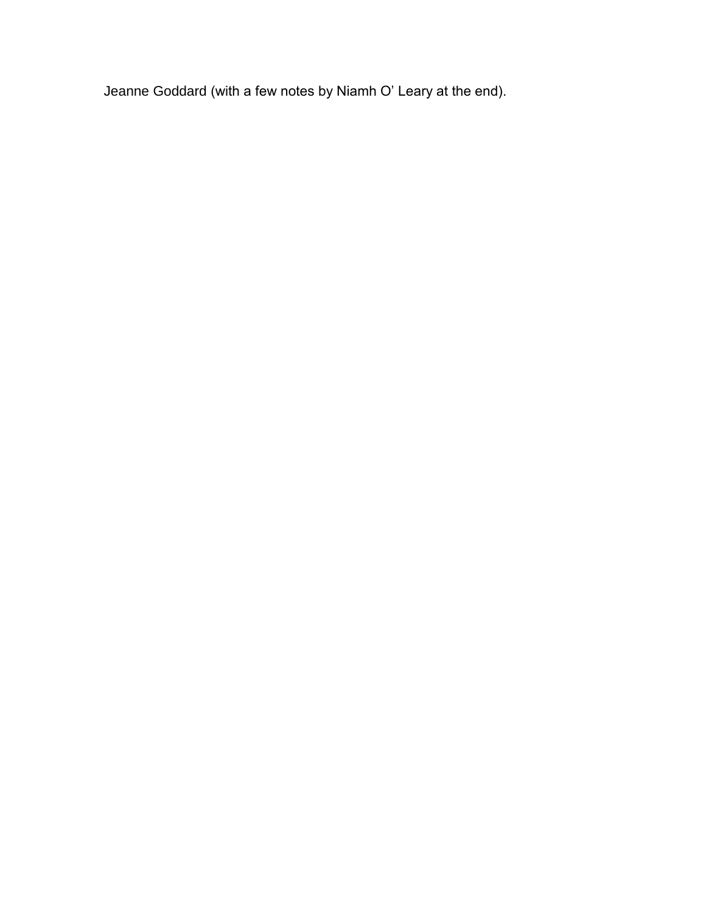Jeanne Goddard (with a few notes by Niamh O' Leary at the end).